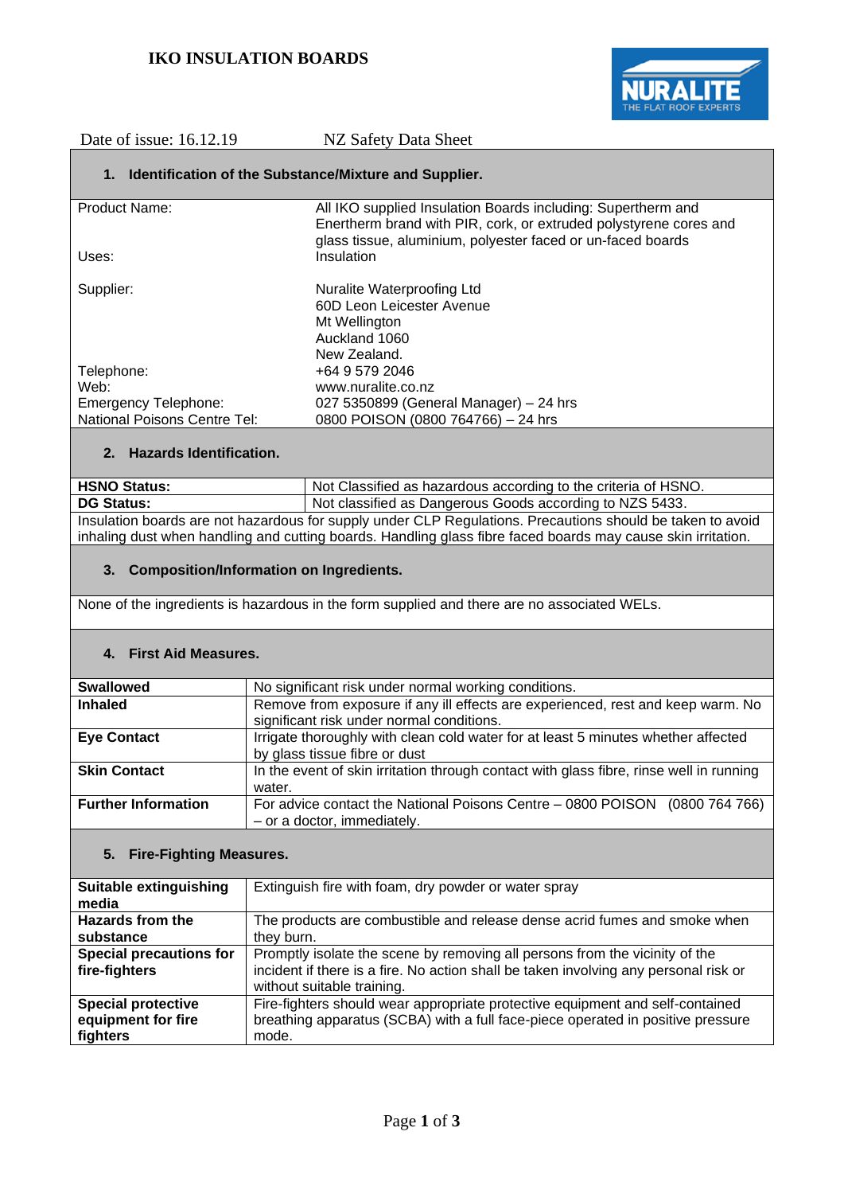# IKO INSULATION BOARDS

NURALITE THE FLAT ROOF EXPERTS

Date of issue: 16.12.19 NZ Safety Data Sheet

## 1. Identification of the Substance/Mixture and Supplier.

| | |
|---|---|
| Product Name: | All IKO supplied Insulation Boards including: Supertherm and Enertherm brand with PIR, cork, or extruded polystyrene cores and glass tissue, aluminium, polyester faced or un-faced boards |
| Uses: | Insulation |
| Supplier: | Nuralite Waterproofing Ltd<br>60D Leon Leicester Avenue<br>Mt Wellington<br>Auckland 1060<br>New Zealand. |
| Telephone: | +64 9 579 2046 |
| Web: | www.nuralite.co.nz |
| Emergency Telephone: | 027 5350899 (General Manager) – 24 hrs |
| National Poisons Centre Tel: | 0800 POISON (0800 764766) – 24 hrs |

## 2. Hazards Identification.

| | |
|---|---|
| **HSNO Status:** | Not Classified as hazardous according to the criteria of HSNO. |
| **DG Status:** | Not classified as Dangerous Goods according to NZS 5433. |

Insulation boards are not hazardous for supply under CLP Regulations. Precautions should be taken to avoid inhaling dust when handling and cutting boards. Handling glass fibre faced boards may cause skin irritation.

## 3. Composition/Information on Ingredients.

None of the ingredients is hazardous in the form supplied and there are no associated WELs.

## 4. First Aid Measures.

| | |
|---|---|
| **Swallowed** | No significant risk under normal working conditions. |
| **Inhaled** | Remove from exposure if any ill effects are experienced, rest and keep warm. No significant risk under normal conditions. |
| **Eye Contact** | Irrigate thoroughly with clean cold water for at least 5 minutes whether affected by glass tissue fibre or dust |
| **Skin Contact** | In the event of skin irritation through contact with glass fibre, rinse well in running water. |
| **Further Information** | For advice contact the National Poisons Centre – 0800 POISON (0800 764 766) – or a doctor, immediately. |

## 5. Fire-Fighting Measures.

| | |
|---|---|
| **Suitable extinguishing media** | Extinguish fire with foam, dry powder or water spray |
| **Hazards from the substance** | The products are combustible and release dense acrid fumes and smoke when they burn. |
| **Special precautions for fire-fighters** | Promptly isolate the scene by removing all persons from the vicinity of the incident if there is a fire. No action shall be taken involving any personal risk or without suitable training. |
| **Special protective equipment for fire fighters** | Fire-fighters should wear appropriate protective equipment and self-contained breathing apparatus (SCBA) with a full face-piece operated in positive pressure mode. |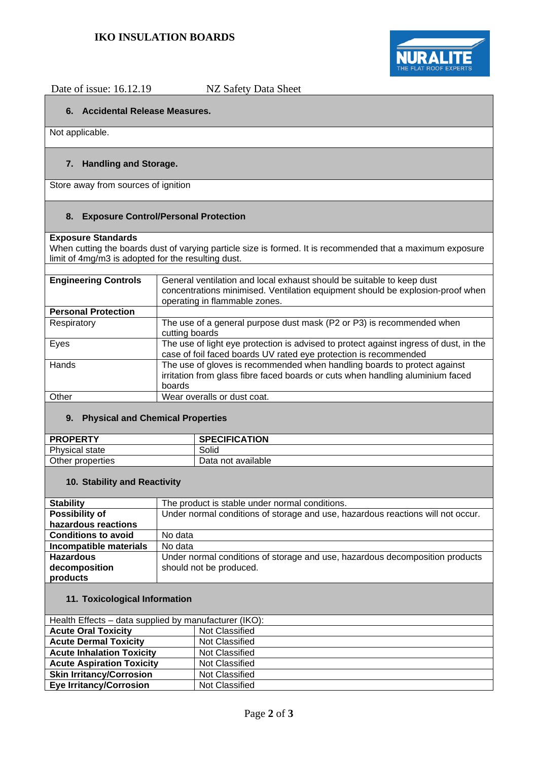Date of issue: 16.12.19 NZ Safety Data Sheet

## 6. Accidental Release Measures.

Not applicable.

## 7. Handling and Storage.

Store away from sources of ignition

## 8. Exposure Control/Personal Protection

**Exposure Standards**
When cutting the boards dust of varying particle size is formed. It is recommended that a maximum exposure limit of 4mg/m3 is adopted for the resulting dust.

| | |
|---|---|
| **Engineering Controls** | General ventilation and local exhaust should be suitable to keep dust concentrations minimised. Ventilation equipment should be explosion-proof when operating in flammable zones. |
| **Personal Protection** | |
| Respiratory | The use of a general purpose dust mask (P2 or P3) is recommended when cutting boards |
| Eyes | The use of light eye protection is advised to protect against ingress of dust, in the case of foil faced boards UV rated eye protection is recommended |
| Hands | The use of gloves is recommended when handling boards to protect against irritation from glass fibre faced boards or cuts when handling aluminium faced boards |
| Other | Wear overalls or dust coat. |

## 9. Physical and Chemical Properties

| **PROPERTY** | **SPECIFICATION** |
|---|---|
| Physical state | Solid |
| Other properties | Data not available |

## 10. Stability and Reactivity

| | |
|---|---|
| **Stability** | The product is stable under normal conditions. |
| **Possibility of hazardous reactions** | Under normal conditions of storage and use, hazardous reactions will not occur. |
| **Conditions to avoid** | No data |
| **Incompatible materials** | No data |
| **Hazardous decomposition products** | Under normal conditions of storage and use, hazardous decomposition products should not be produced. |

## 11. Toxicological Information

Health Effects – data supplied by manufacturer (IKO):

| | |
|---|---|
| **Acute Oral Toxicity** | Not Classified |
| **Acute Dermal Toxicity** | Not Classified |
| **Acute Inhalation Toxicity** | Not Classified |
| **Acute Aspiration Toxicity** | Not Classified |
| **Skin Irritancy/Corrosion** | Not Classified |
| **Eye Irritancy/Corrosion** | Not Classified |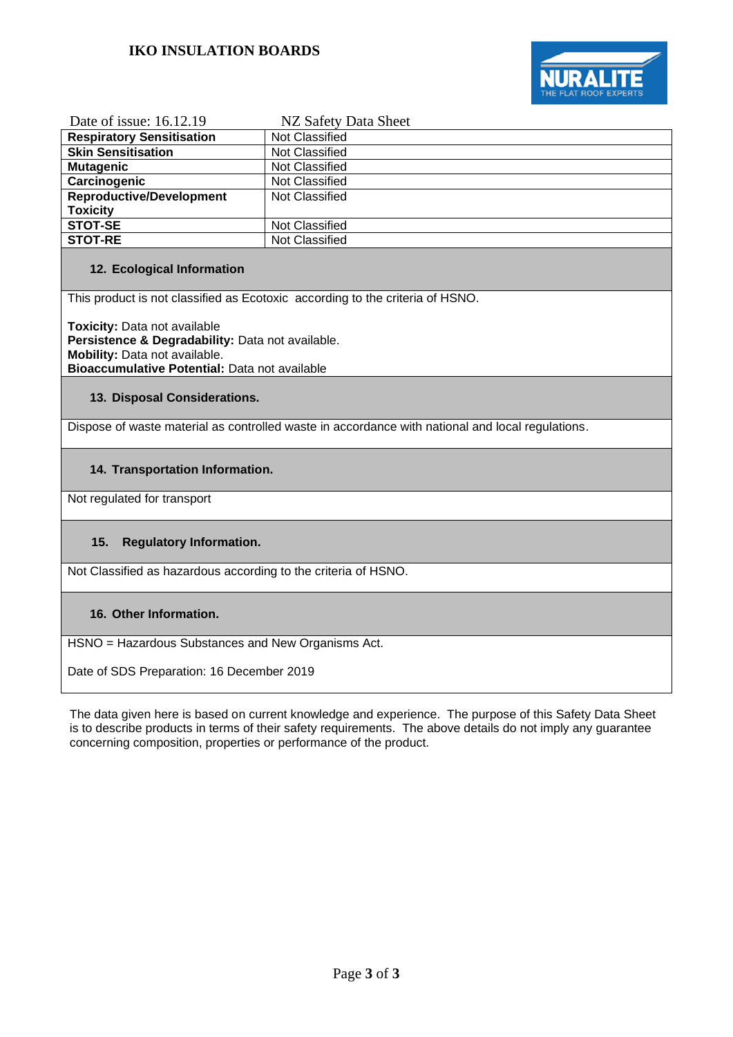Date of issue: 16.12.19 NZ Safety Data Sheet

| | |
|---|---|
| **Respiratory Sensitisation** | Not Classified |
| **Skin Sensitisation** | Not Classified |
| **Mutagenic** | Not Classified |
| **Carcinogenic** | Not Classified |
| **Reproductive/Development Toxicity** | Not Classified |
| **STOT-SE** | Not Classified |
| **STOT-RE** | Not Classified |

## 12. Ecological Information

This product is not classified as Ecotoxic according to the criteria of HSNO.

**Toxicity:** Data not available
**Persistence & Degradability:** Data not available.
**Mobility:** Data not available.
**Bioaccumulative Potential:** Data not available

## 13. Disposal Considerations.

Dispose of waste material as controlled waste in accordance with national and local regulations.

## 14. Transportation Information.

Not regulated for transport

## 15. Regulatory Information.

Not Classified as hazardous according to the criteria of HSNO.

## 16. Other Information.

HSNO = Hazardous Substances and New Organisms Act.

Date of SDS Preparation: 16 December 2019

The data given here is based on current knowledge and experience. The purpose of this Safety Data Sheet is to describe products in terms of their safety requirements. The above details do not imply any guarantee concerning composition, properties or performance of the product.